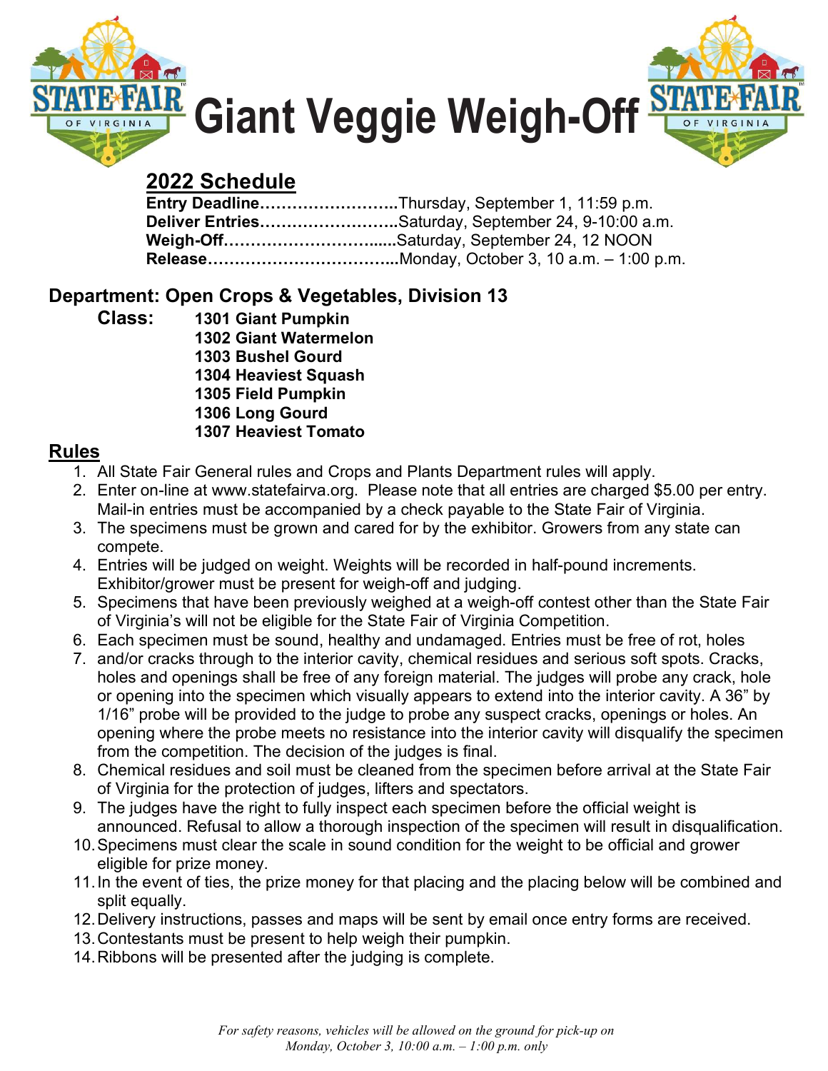# Giant Veggie Weigh-Off

## 2022 Schedule

**Entry Deadline**……………………..Thursday, September 1, 11:59 p.m.
**Deliver Entries**……………………..Saturday, September 24, 9-10:00 a.m.
**Weigh-Off**……………………......Saturday, September 24, 12 NOON
**Release**……………………………..Monday, October 3, 10 a.m. – 1:00 p.m.

## Department: Open Crops & Vegetables, Division 13

**Class:**
- **1301 Giant Pumpkin**
- **1302 Giant Watermelon**
- **1303 Bushel Gourd**
- **1304 Heaviest Squash**
- **1305 Field Pumpkin**
- **1306 Long Gourd**
- **1307 Heaviest Tomato**

## Rules

1. All State Fair General rules and Crops and Plants Department rules will apply.
2. Enter on-line at www.statefairva.org. Please note that all entries are charged $5.00 per entry. Mail-in entries must be accompanied by a check payable to the State Fair of Virginia.
3. The specimens must be grown and cared for by the exhibitor. Growers from any state can compete.
4. Entries will be judged on weight. Weights will be recorded in half-pound increments. Exhibitor/grower must be present for weigh-off and judging.
5. Specimens that have been previously weighed at a weigh-off contest other than the State Fair of Virginia's will not be eligible for the State Fair of Virginia Competition.
6. Each specimen must be sound, healthy and undamaged. Entries must be free of rot, holes
7. and/or cracks through to the interior cavity, chemical residues and serious soft spots. Cracks, holes and openings shall be free of any foreign material. The judges will probe any crack, hole or opening into the specimen which visually appears to extend into the interior cavity. A 36" by 1/16" probe will be provided to the judge to probe any suspect cracks, openings or holes. An opening where the probe meets no resistance into the interior cavity will disqualify the specimen from the competition. The decision of the judges is final.
8. Chemical residues and soil must be cleaned from the specimen before arrival at the State Fair of Virginia for the protection of judges, lifters and spectators.
9. The judges have the right to fully inspect each specimen before the official weight is announced. Refusal to allow a thorough inspection of the specimen will result in disqualification.
10. Specimens must clear the scale in sound condition for the weight to be official and grower eligible for prize money.
11. In the event of ties, the prize money for that placing and the placing below will be combined and split equally.
12. Delivery instructions, passes and maps will be sent by email once entry forms are received.
13. Contestants must be present to help weigh their pumpkin.
14. Ribbons will be presented after the judging is complete.

*For safety reasons, vehicles will be allowed on the ground for pick-up on Monday, October 3, 10:00 a.m. – 1:00 p.m. only*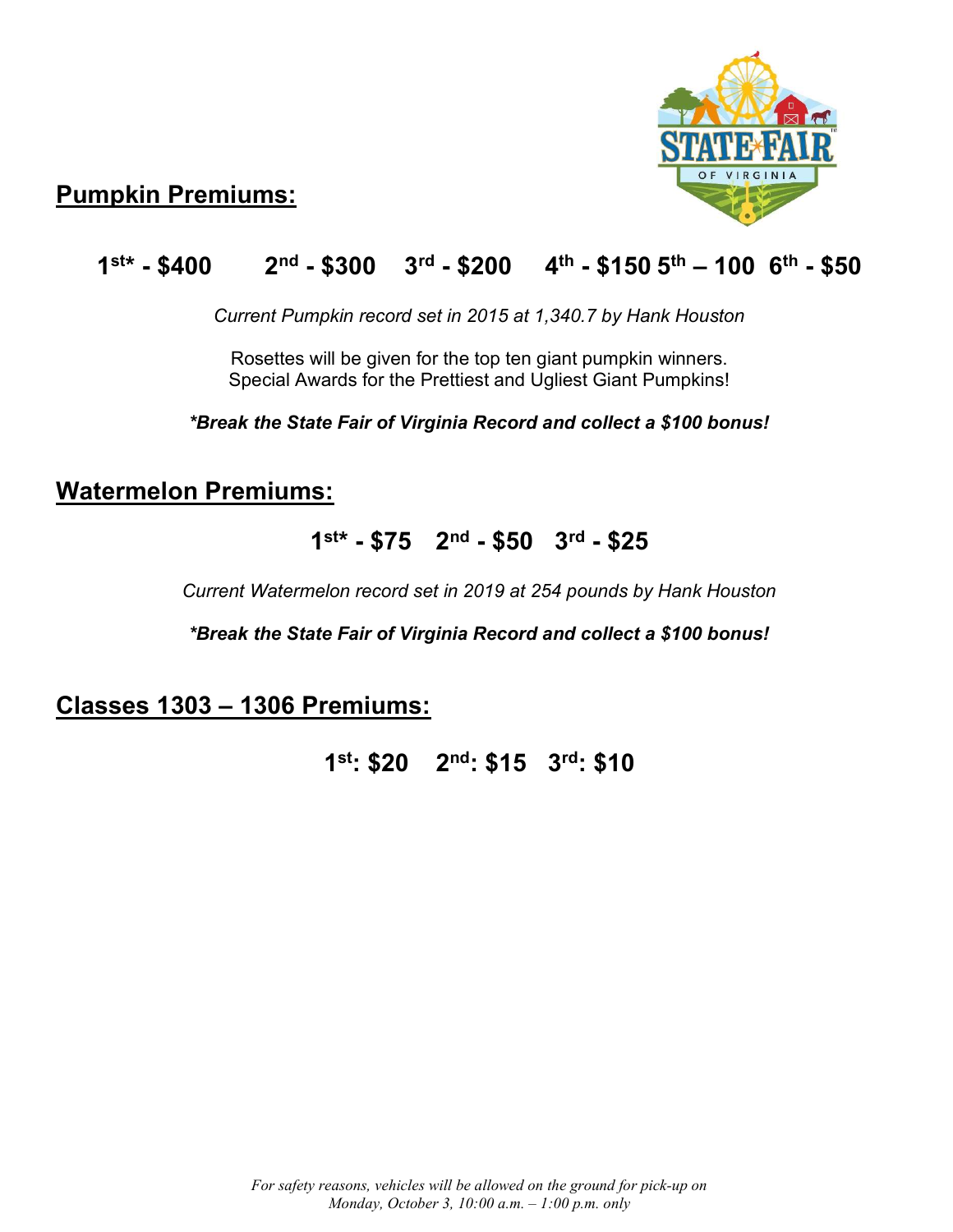## Pumpkin Premiums:

**1st* - $400 2nd - $300 3rd - $200 4th - $150 5th – 100 6th - $50**

*Current Pumpkin record set in 2015 at 1,340.7 by Hank Houston*

Rosettes will be given for the top ten giant pumpkin winners.
Special Awards for the Prettiest and Ugliest Giant Pumpkins!

***Break the State Fair of Virginia Record and collect a $100 bonus!***

## Watermelon Premiums:

**1st* - $75 2nd - $50 3rd - $25**

*Current Watermelon record set in 2019 at 254 pounds by Hank Houston*

***Break the State Fair of Virginia Record and collect a $100 bonus!***

## Classes 1303 – 1306 Premiums:

**1st: $20 2nd: $15 3rd: $10**

*For safety reasons, vehicles will be allowed on the ground for pick-up on Monday, October 3, 10:00 a.m. – 1:00 p.m. only*